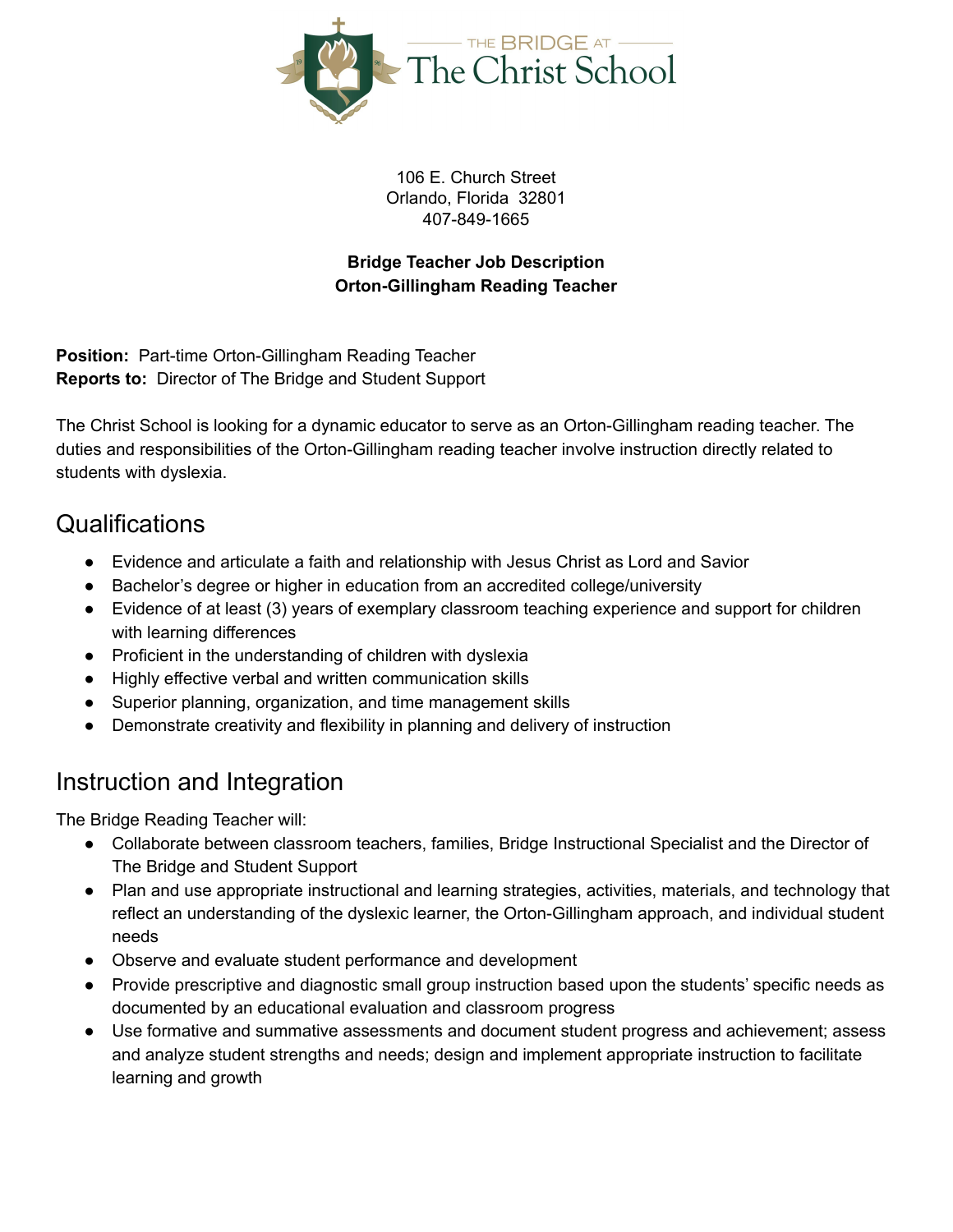THE BRIDGE AT
The Christ School

106 E. Church Street
Orlando, Florida 32801
407-849-1665

**Bridge Teacher Job Description**
**Orton-Gillingham Reading Teacher**

**Position:** Part-time Orton-Gillingham Reading Teacher
**Reports to:** Director of The Bridge and Student Support

The Christ School is looking for a dynamic educator to serve as an Orton-Gillingham reading teacher. The duties and responsibilities of the Orton-Gillingham reading teacher involve instruction directly related to students with dyslexia.

## Qualifications

- Evidence and articulate a faith and relationship with Jesus Christ as Lord and Savior
- Bachelor's degree or higher in education from an accredited college/university
- Evidence of at least (3) years of exemplary classroom teaching experience and support for children with learning differences
- Proficient in the understanding of children with dyslexia
- Highly effective verbal and written communication skills
- Superior planning, organization, and time management skills
- Demonstrate creativity and flexibility in planning and delivery of instruction

## Instruction and Integration

The Bridge Reading Teacher will:

- Collaborate between classroom teachers, families, Bridge Instructional Specialist and the Director of The Bridge and Student Support
- Plan and use appropriate instructional and learning strategies, activities, materials, and technology that reflect an understanding of the dyslexic learner, the Orton-Gillingham approach, and individual student needs
- Observe and evaluate student performance and development
- Provide prescriptive and diagnostic small group instruction based upon the students' specific needs as documented by an educational evaluation and classroom progress
- Use formative and summative assessments and document student progress and achievement; assess and analyze student strengths and needs; design and implement appropriate instruction to facilitate learning and growth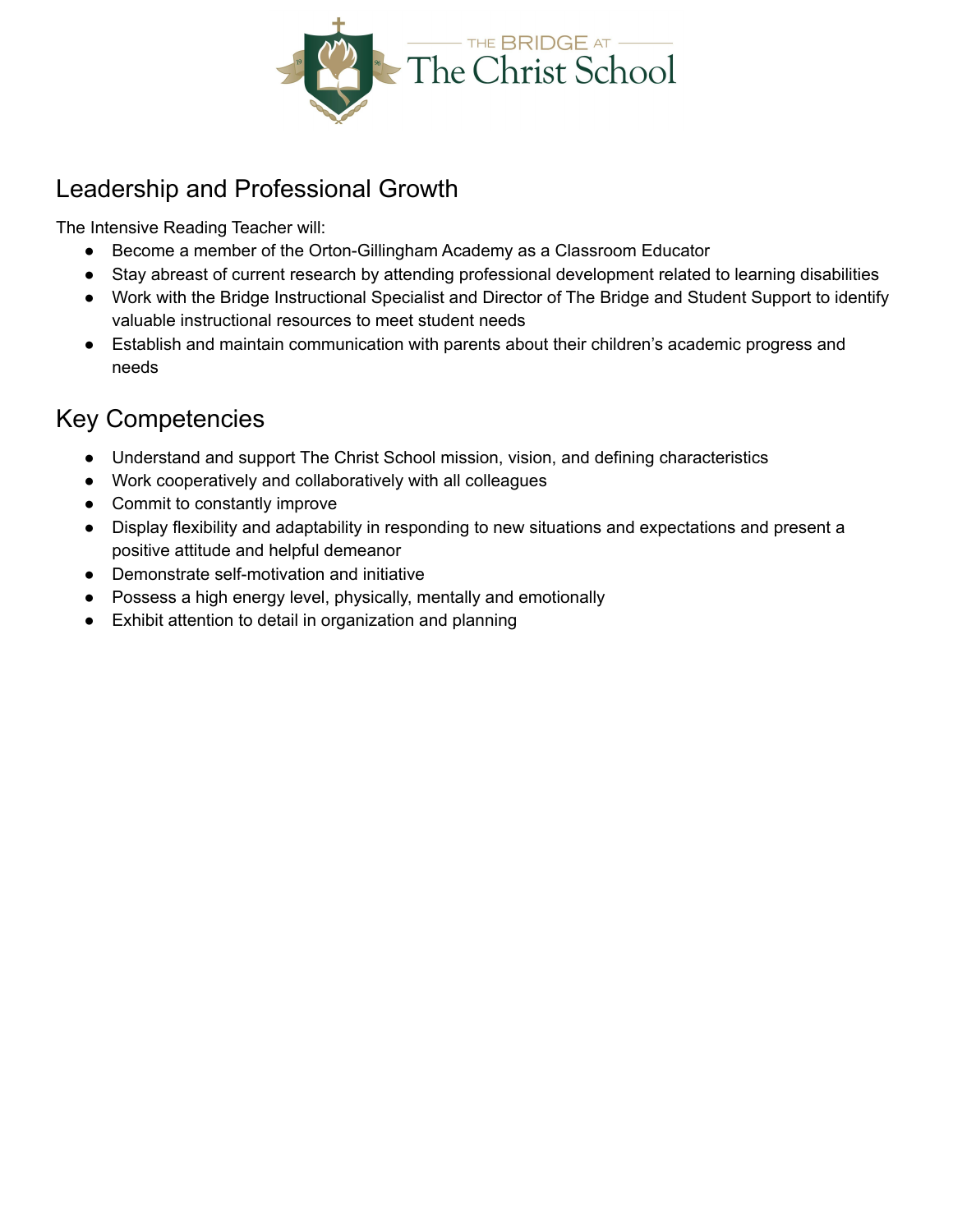## Leadership and Professional Growth

The Intensive Reading Teacher will:

- Become a member of the Orton-Gillingham Academy as a Classroom Educator
- Stay abreast of current research by attending professional development related to learning disabilities
- Work with the Bridge Instructional Specialist and Director of The Bridge and Student Support to identify valuable instructional resources to meet student needs
- Establish and maintain communication with parents about their children's academic progress and needs

## Key Competencies

- Understand and support The Christ School mission, vision, and defining characteristics
- Work cooperatively and collaboratively with all colleagues
- Commit to constantly improve
- Display flexibility and adaptability in responding to new situations and expectations and present a positive attitude and helpful demeanor
- Demonstrate self-motivation and initiative
- Possess a high energy level, physically, mentally and emotionally
- Exhibit attention to detail in organization and planning